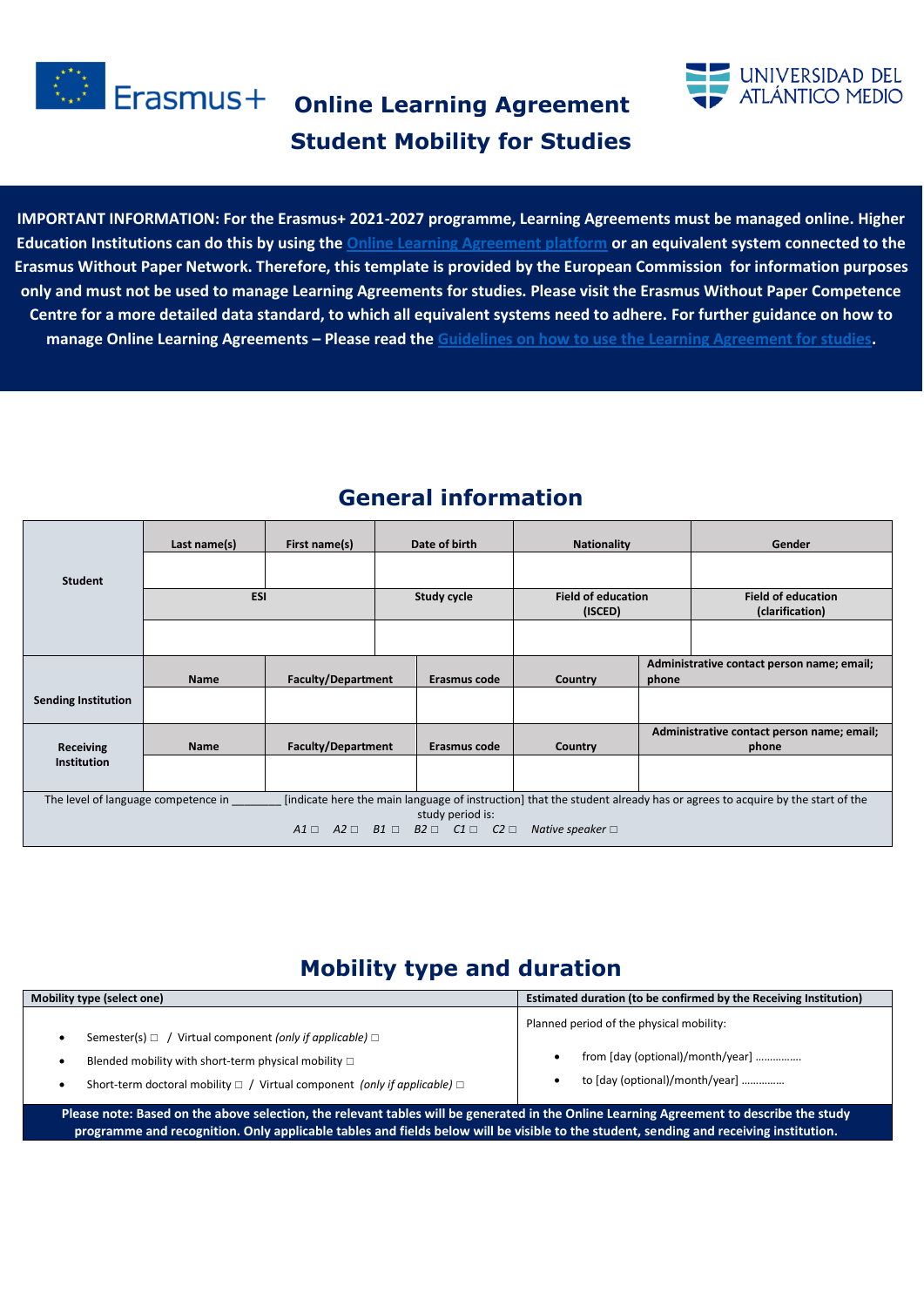# Online Learning Agreement
# Student Mobility for Studies

**IMPORTANT INFORMATION: For the Erasmus+ 2021-2027 programme, Learning Agreements must be managed online. Higher Education Institutions can do this by using the [Online Learning Agreement platform] or an equivalent system connected to the Erasmus Without Paper Network. Therefore, this template is provided by the European Commission for information purposes only and must not be used to manage Learning Agreements for studies. Please visit the Erasmus Without Paper Competence Centre for a more detailed data standard, to which all equivalent systems need to adhere. For further guidance on how to manage Online Learning Agreements – Please read the [Guidelines on how to use the Learning Agreement for studies].**

## General information

| | | | | | |
|---|---|---|---|---|---|
| **Student** | **Last name(s)** | **First name(s)** | **Date of birth** | **Nationality** | **Gender** |
| | | | | | |
| | **ESI** | | **Study cycle** | **Field of education (ISCED)** | **Field of education (clarification)** |
| | | | | | |

| | | | | | |
|---|---|---|---|---|---|
| **Sending Institution** | **Name** | **Faculty/Department** | **Erasmus code** | **Country** | **Administrative contact person name; email; phone** |
| | | | | | |
| **Receiving Institution** | **Name** | **Faculty/Department** | **Erasmus code** | **Country** | **Administrative contact person name; email; phone** |
| | | | | | |

The level of language competence in ________ [indicate here the main language of instruction] that the student already has or agrees to acquire by the start of the study period is:
*A1* □ *A2* □ *B1* □ *B2* □ *C1* □ *C2* □ *Native speaker* □

## Mobility type and duration

| **Mobility type (select one)** | **Estimated duration (to be confirmed by the Receiving Institution)** |
|---|---|
| • Semester(s) □ / Virtual component *(only if applicable)* □<br>• Blended mobility with short-term physical mobility □<br>• Short-term doctoral mobility □ / Virtual component *(only if applicable)* □ | Planned period of the physical mobility:<br>• from [day (optional)/month/year] ……………<br>• to [day (optional)/month/year] …………… |

**Please note: Based on the above selection, the relevant tables will be generated in the Online Learning Agreement to describe the study programme and recognition. Only applicable tables and fields below will be visible to the student, sending and receiving institution.**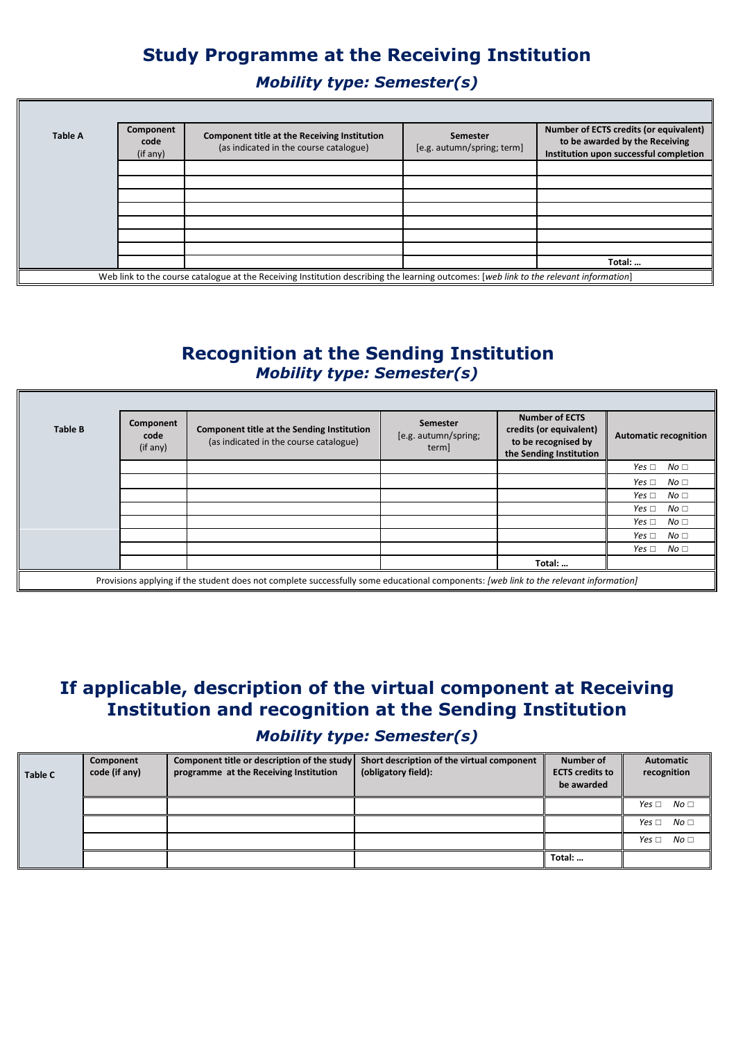## Study Programme at the Receiving Institution

### *Mobility type: Semester(s)*

| Table A | Component code (if any) | Component title at the Receiving Institution (as indicated in the course catalogue) | Semester [e.g. autumn/spring; term] | Number of ECTS credits (or equivalent) to be awarded by the Receiving Institution upon successful completion |
|---|---|---|---|---|
| | | | | |
| | | | | |
| | | | | |
| | | | | |
| | | | | |
| | | | | |
| | | | | |
| | | | | Total: … |

Web link to the course catalogue at the Receiving Institution describing the learning outcomes: [*web link to the relevant information*]

## Recognition at the Sending Institution

### *Mobility type: Semester(s)*

| Table B | Component code (if any) | Component title at the Sending Institution (as indicated in the course catalogue) | Semester [e.g. autumn/spring; term] | Number of ECTS credits (or equivalent) to be recognised by the Sending Institution | Automatic recognition |
|---|---|---|---|---|---|
| | | | | | *Yes* □ *No* □ |
| | | | | | *Yes* □ *No* □ |
| | | | | | *Yes* □ *No* □ |
| | | | | | *Yes* □ *No* □ |
| | | | | | *Yes* □ *No* □ |
| | | | | | *Yes* □ *No* □ |
| | | | | | *Yes* □ *No* □ |
| | | | | Total: … | |

Provisions applying if the student does not complete successfully some educational components: *[web link to the relevant information]*

## If applicable, description of the virtual component at Receiving Institution and recognition at the Sending Institution

### *Mobility type: Semester(s)*

| Table C | Component code (if any) | Component title or description of the study programme at the Receiving Institution | Short description of the virtual component (obligatory field): | Number of ECTS credits to be awarded | Automatic recognition |
|---|---|---|---|---|---|
| | | | | | *Yes* □ *No* □ |
| | | | | | *Yes* □ *No* □ |
| | | | | | *Yes* □ *No* □ |
| | | | | Total: … | |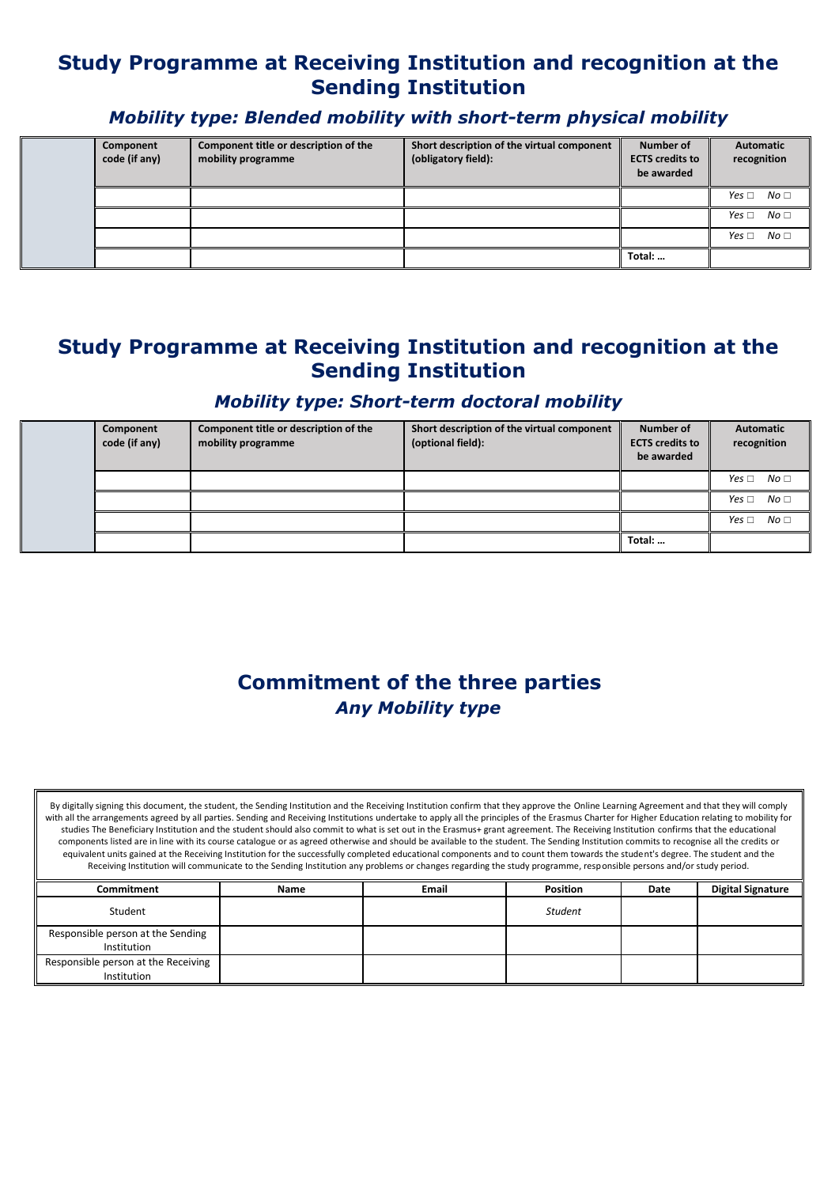# Study Programme at Receiving Institution and recognition at the Sending Institution

### *Mobility type: Blended mobility with short-term physical mobility*

| | Component code (if any) | Component title or description of the mobility programme | Short description of the virtual component (obligatory field): | Number of ECTS credits to be awarded | Automatic recognition |
|---|---|---|---|---|---|
| | | | | | *Yes* □ *No* □ |
| | | | | | *Yes* □ *No* □ |
| | | | | | *Yes* □ *No* □ |
| | | | | Total: … | |

# Study Programme at Receiving Institution and recognition at the Sending Institution

### *Mobility type: Short-term doctoral mobility*

| | Component code (if any) | Component title or description of the mobility programme | Short description of the virtual component (optional field): | Number of ECTS credits to be awarded | Automatic recognition |
|---|---|---|---|---|---|
| | | | | | *Yes* □ *No* □ |
| | | | | | *Yes* □ *No* □ |
| | | | | | *Yes* □ *No* □ |
| | | | | Total: … | |

# Commitment of the three parties

### *Any Mobility type*

By digitally signing this document, the student, the Sending Institution and the Receiving Institution confirm that they approve the Online Learning Agreement and that they will comply with all the arrangements agreed by all parties. Sending and Receiving Institutions undertake to apply all the principles of the Erasmus Charter for Higher Education relating to mobility for studies The Beneficiary Institution and the student should also commit to what is set out in the Erasmus+ grant agreement. The Receiving Institution confirms that the educational components listed are in line with its course catalogue or as agreed otherwise and should be available to the student. The Sending Institution commits to recognise all the credits or equivalent units gained at the Receiving Institution for the successfully completed educational components and to count them towards the student's degree. The student and the Receiving Institution will communicate to the Sending Institution any problems or changes regarding the study programme, responsible persons and/or study period.

| Commitment | Name | Email | Position | Date | Digital Signature |
|---|---|---|---|---|---|
| Student | | | *Student* | | |
| Responsible person at the Sending Institution | | | | | |
| Responsible person at the Receiving Institution | | | | | |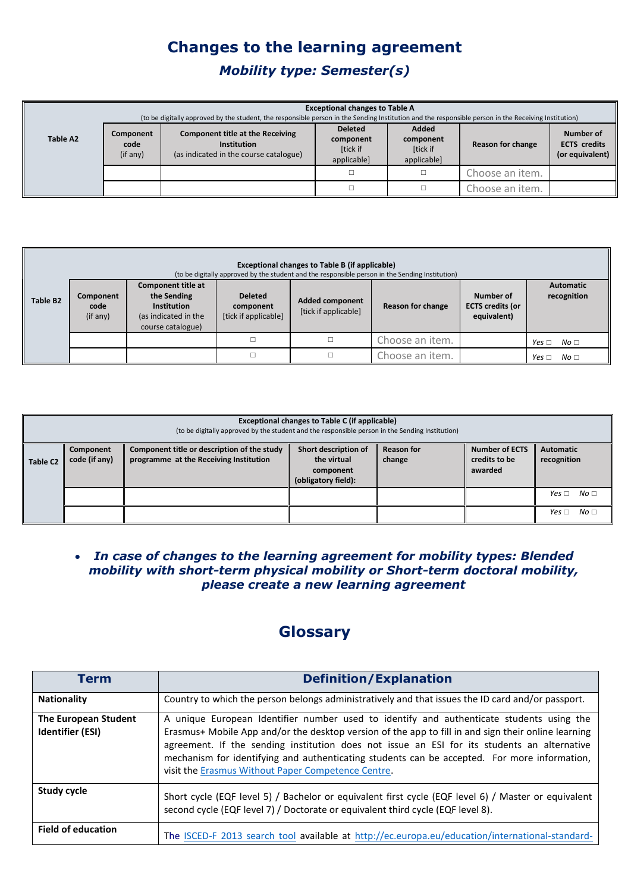# Changes to the learning agreement

## *Mobility type: Semester(s)*

| Table A2 | **Exceptional changes to Table A** (to be digitally approved by the student, the responsible person in the Sending Institution and the responsible person in the Receiving Institution) | | | | | |
|---|---|---|---|---|---|---|
| | **Component code** (if any) | **Component title at the Receiving Institution** (as indicated in the course catalogue) | **Deleted component** [tick if applicable] | **Added component** [tick if applicable] | **Reason for change** | **Number of ECTS credits (or equivalent)** |
| | | | □ | □ | Choose an item. | |
| | | | □ | □ | Choose an item. | |

| Table B2 | **Exceptional changes to Table B (if applicable)** (to be digitally approved by the student and the responsible person in the Sending Institution) | | | | | | |
|---|---|---|---|---|---|---|---|
| | **Component code** (if any) | **Component title at the Sending Institution** (as indicated in the course catalogue) | **Deleted component** [tick if applicable] | **Added component** [tick if applicable] | **Reason for change** | **Number of ECTS credits (or equivalent)** | **Automatic recognition** |
| | | | □ | □ | Choose an item. | | *Yes* □ *No* □ |
| | | | □ | □ | Choose an item. | | *Yes* □ *No* □ |

| Table C2 | **Exceptional changes to Table C (if applicable)** (to be digitally approved by the student and the responsible person in the Sending Institution) | | | | | |
|---|---|---|---|---|---|---|
| | **Component code (if any)** | **Component title or description of the study programme at the Receiving Institution** | **Short description of the virtual component (obligatory field):** | **Reason for change** | **Number of ECTS credits to be awarded** | **Automatic recognition** |
| | | | | | | *Yes* □ *No* □ |
| | | | | | | *Yes* □ *No* □ |

- ***In case of changes to the learning agreement for mobility types: Blended mobility with short-term physical mobility or Short-term doctoral mobility, please create a new learning agreement***

# Glossary

| Term | Definition/Explanation |
|---|---|
| **Nationality** | Country to which the person belongs administratively and that issues the ID card and/or passport. |
| **The European Student Identifier (ESI)** | A unique European Identifier number used to identify and authenticate students using the Erasmus+ Mobile App and/or the desktop version of the app to fill in and sign their online learning agreement. If the sending institution does not issue an ESI for its students an alternative mechanism for identifying and authenticating students can be accepted. For more information, visit the Erasmus Without Paper Competence Centre. |
| **Study cycle** | Short cycle (EQF level 5) / Bachelor or equivalent first cycle (EQF level 6) / Master or equivalent second cycle (EQF level 7) / Doctorate or equivalent third cycle (EQF level 8). |
| **Field of education** | The ISCED-F 2013 search tool available at http://ec.europa.eu/education/international-standard- |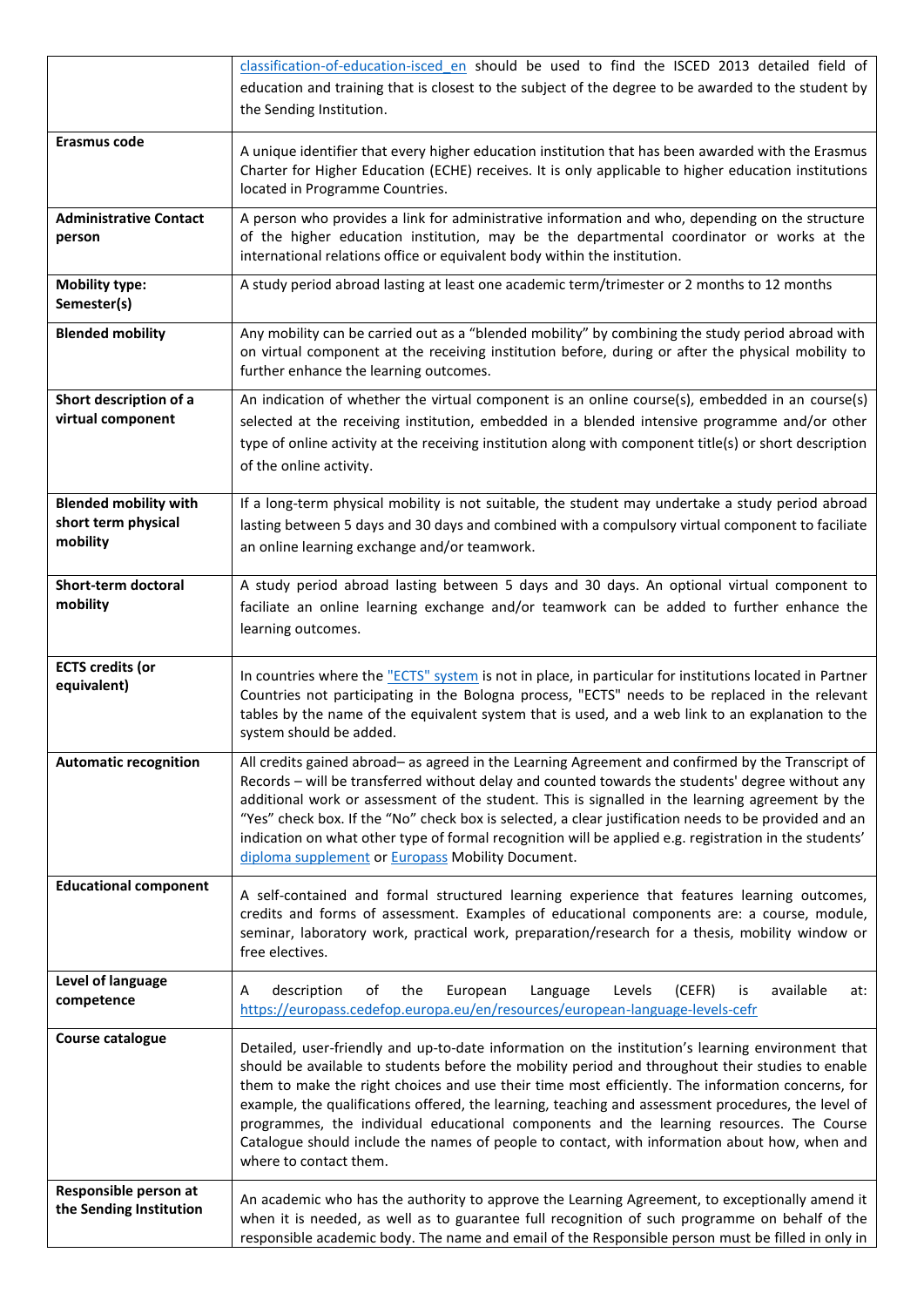| | |
|---|---|
| | classification-of-education-isced_en should be used to find the ISCED 2013 detailed field of education and training that is closest to the subject of the degree to be awarded to the student by the Sending Institution. |
| **Erasmus code** | A unique identifier that every higher education institution that has been awarded with the Erasmus Charter for Higher Education (ECHE) receives. It is only applicable to higher education institutions located in Programme Countries. |
| **Administrative Contact person** | A person who provides a link for administrative information and who, depending on the structure of the higher education institution, may be the departmental coordinator or works at the international relations office or equivalent body within the institution. |
| **Mobility type: Semester(s)** | A study period abroad lasting at least one academic term/trimester or 2 months to 12 months |
| **Blended mobility** | Any mobility can be carried out as a "blended mobility" by combining the study period abroad with on virtual component at the receiving institution before, during or after the physical mobility to further enhance the learning outcomes. |
| **Short description of a virtual component** | An indication of whether the virtual component is an online course(s), embedded in an course(s) selected at the receiving institution, embedded in a blended intensive programme and/or other type of online activity at the receiving institution along with component title(s) or short description of the online activity. |
| **Blended mobility with short term physical mobility** | If a long-term physical mobility is not suitable, the student may undertake a study period abroad lasting between 5 days and 30 days and combined with a compulsory virtual component to faciliate an online learning exchange and/or teamwork. |
| **Short-term doctoral mobility** | A study period abroad lasting between 5 days and 30 days. An optional virtual component to faciliate an online learning exchange and/or teamwork can be added to further enhance the learning outcomes. |
| **ECTS credits (or equivalent)** | In countries where the "ECTS" system is not in place, in particular for institutions located in Partner Countries not participating in the Bologna process, "ECTS" needs to be replaced in the relevant tables by the name of the equivalent system that is used, and a web link to an explanation to the system should be added. |
| **Automatic recognition** | All credits gained abroad– as agreed in the Learning Agreement and confirmed by the Transcript of Records – will be transferred without delay and counted towards the students' degree without any additional work or assessment of the student. This is signalled in the learning agreement by the "Yes" check box. If the "No" check box is selected, a clear justification needs to be provided and an indication on what other type of formal recognition will be applied e.g. registration in the students' diploma supplement or Europass Mobility Document. |
| **Educational component** | A self-contained and formal structured learning experience that features learning outcomes, credits and forms of assessment. Examples of educational components are: a course, module, seminar, laboratory work, practical work, preparation/research for a thesis, mobility window or free electives. |
| **Level of language competence** | A description of the European Language Levels (CEFR) is available at: https://europass.cedefop.europa.eu/en/resources/european-language-levels-cefr |
| **Course catalogue** | Detailed, user-friendly and up-to-date information on the institution's learning environment that should be available to students before the mobility period and throughout their studies to enable them to make the right choices and use their time most efficiently. The information concerns, for example, the qualifications offered, the learning, teaching and assessment procedures, the level of programmes, the individual educational components and the learning resources. The Course Catalogue should include the names of people to contact, with information about how, when and where to contact them. |
| **Responsible person at the Sending Institution** | An academic who has the authority to approve the Learning Agreement, to exceptionally amend it when it is needed, as well as to guarantee full recognition of such programme on behalf of the responsible academic body. The name and email of the Responsible person must be filled in only in |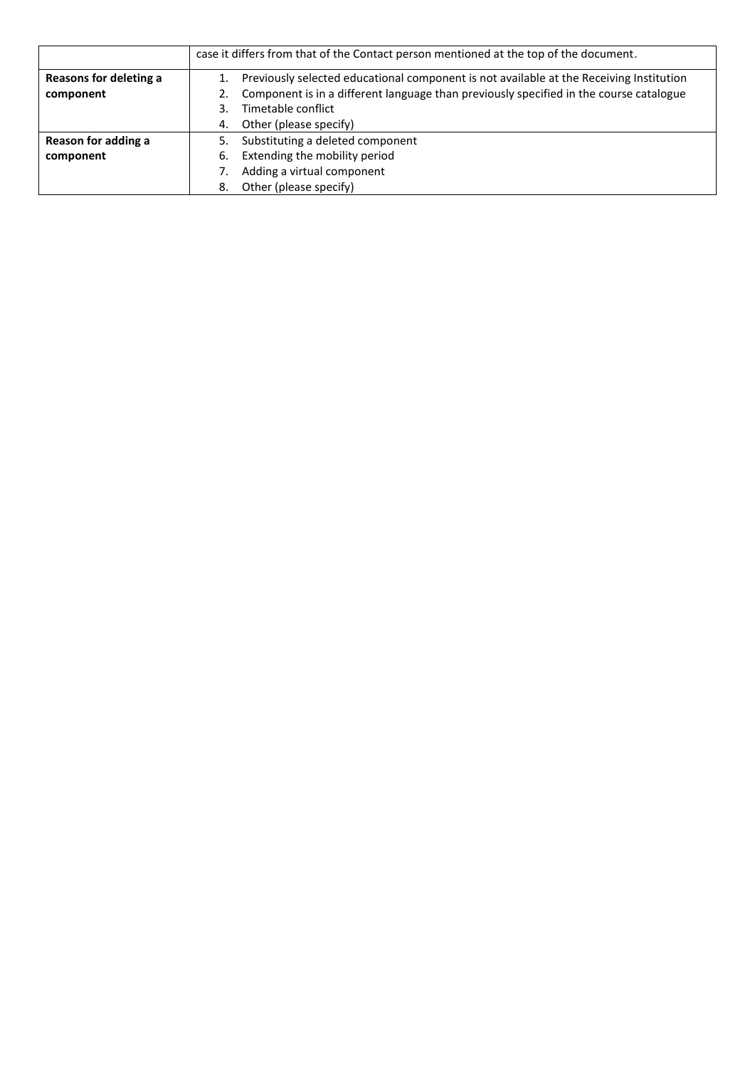| | |
|---|---|
| | case it differs from that of the Contact person mentioned at the top of the document. |
| **Reasons for deleting a component** | 1. Previously selected educational component is not available at the Receiving Institution<br>2. Component is in a different language than previously specified in the course catalogue<br>3. Timetable conflict<br>4. Other (please specify) |
| **Reason for adding a component** | 5. Substituting a deleted component<br>6. Extending the mobility period<br>7. Adding a virtual component<br>8. Other (please specify) |